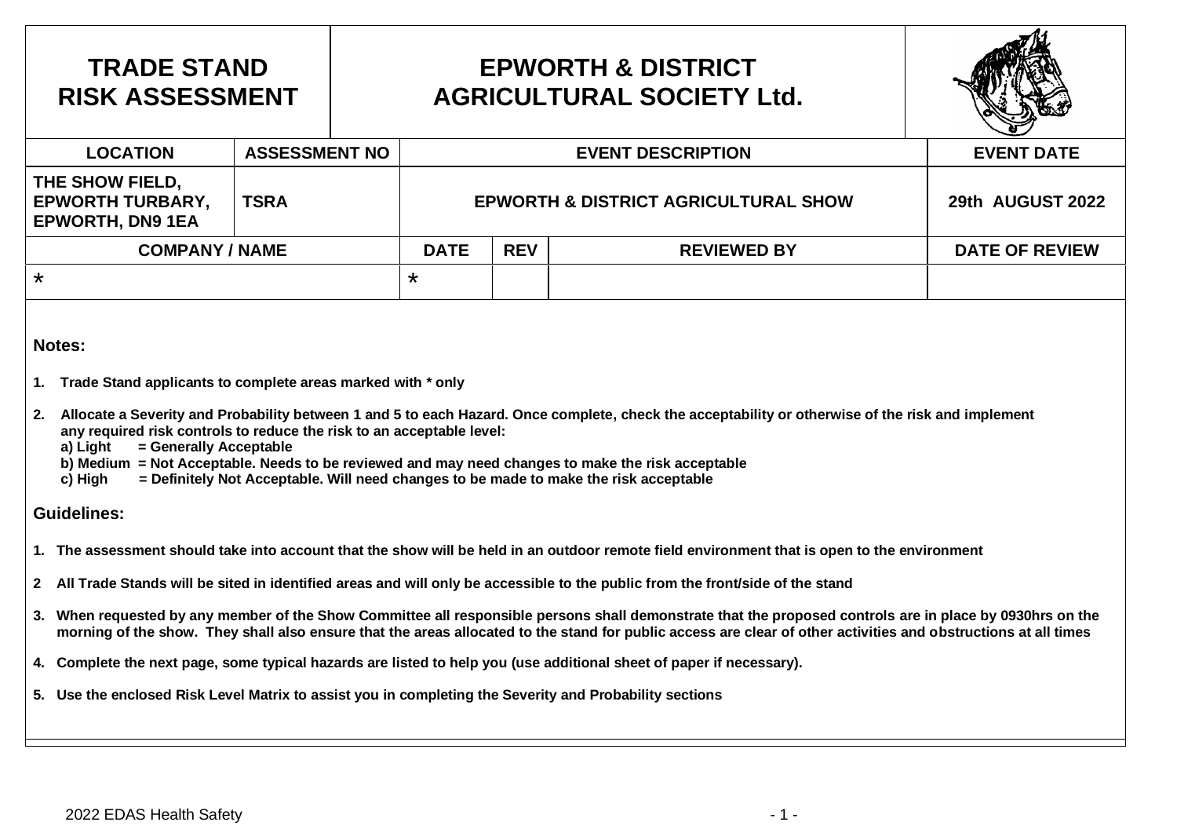| TRADE STAND RISK ASSESSMENT | | EPWORTH & DISTRICT AGRICULTURAL SOCIETY Ltd. | | | |
|---|---|---|---|---|---|
| **LOCATION** | **ASSESSMENT NO** | **EVENT DESCRIPTION** | | | **EVENT DATE** |
| THE SHOW FIELD, EPWORTH TURBARY, EPWORTH, DN9 1EA | TSRA | EPWORTH & DISTRICT AGRICULTURAL SHOW | | | 29th AUGUST 2022 |
| **COMPANY / NAME** | | **DATE** | **REV** | **REVIEWED BY** | **DATE OF REVIEW** |
| * | | * | | | |

**Notes:**

1. **Trade Stand applicants to complete areas marked with * only**
2. **Allocate a Severity and Probability between 1 and 5 to each Hazard. Once complete, check the acceptability or otherwise of the risk and implement any required risk controls to reduce the risk to an acceptable level:**
   **a) Light = Generally Acceptable**
   **b) Medium = Not Acceptable. Needs to be reviewed and may need changes to make the risk acceptable**
   **c) High = Definitely Not Acceptable. Will need changes to be made to make the risk acceptable**

**Guidelines:**

1. **The assessment should take into account that the show will be held in an outdoor remote field environment that is open to the environment**
2. **All Trade Stands will be sited in identified areas and will only be accessible to the public from the front/side of the stand**
3. **When requested by any member of the Show Committee all responsible persons shall demonstrate that the proposed controls are in place by 0930hrs on the morning of the show. They shall also ensure that the areas allocated to the stand for public access are clear of other activities and obstructions at all times**
4. **Complete the next page, some typical hazards are listed to help you (use additional sheet of paper if necessary).**
5. **Use the enclosed Risk Level Matrix to assist you in completing the Severity and Probability sections**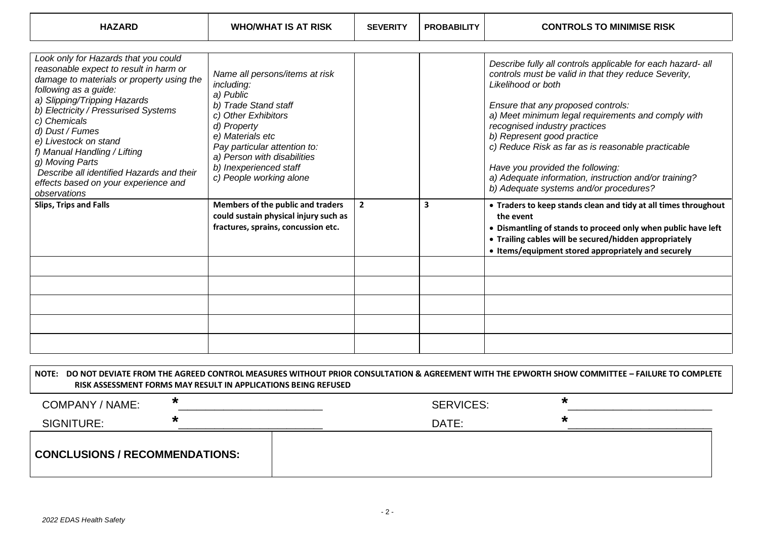| HAZARD | WHO/WHAT IS AT RISK | SEVERITY | PROBABILITY | CONTROLS TO MINIMISE RISK |
|---|---|---|---|---|
| *Look only for Hazards that you could reasonable expect to result in harm or damage to materials or property using the following as a guide:*<br>*a) Slipping/Tripping Hazards*<br>*b) Electricity / Pressurised Systems*<br>*c) Chemicals*<br>*d) Dust / Fumes*<br>*e) Livestock on stand*<br>*f) Manual Handling / Lifting*<br>*g) Moving Parts*<br>*Describe all identified Hazards and their effects based on your experience and observations* | *Name all persons/items at risk including:*<br>*a) Public*<br>*b) Trade Stand staff*<br>*c) Other Exhibitors*<br>*d) Property*<br>*e) Materials etc*<br>*Pay particular attention to:*<br>*a) Person with disabilities*<br>*b) Inexperienced staff*<br>*c) People working alone* | | | *Describe fully all controls applicable for each hazard- all controls must be valid in that they reduce Severity, Likelihood or both*<br><br>*Ensure that any proposed controls:*<br>*a) Meet minimum legal requirements and comply with recognised industry practices*<br>*b) Represent good practice*<br>*c) Reduce Risk as far as is reasonable practicable*<br><br>*Have you provided the following:*<br>*a) Adequate information, instruction and/or training?*<br>*b) Adequate systems and/or procedures?* |
| **Slips, Trips and Falls** | **Members of the public and traders could sustain physical injury such as fractures, sprains, concussion etc.** | **2** | **3** | • **Traders to keep stands clean and tidy at all times throughout the event**<br>• **Dismantling of stands to proceed only when public have left**<br>• **Trailing cables will be secured/hidden appropriately**<br>• **Items/equipment stored appropriately and securely** |
| | | | | |
| | | | | |
| | | | | |
| | | | | |
| | | | | |

**NOTE: DO NOT DEVIATE FROM THE AGREED CONTROL MEASURES WITHOUT PRIOR CONSULTATION & AGREEMENT WITH THE EPWORTH SHOW COMMITTEE – FAILURE TO COMPLETE RISK ASSESSMENT FORMS MAY RESULT IN APPLICATIONS BEING REFUSED**

COMPANY / NAME: *________________________ SERVICES: *________________________

SIGNITURE: *________________________ DATE: *________________________

| CONCLUSIONS / RECOMMENDATIONS: | |
|---|---|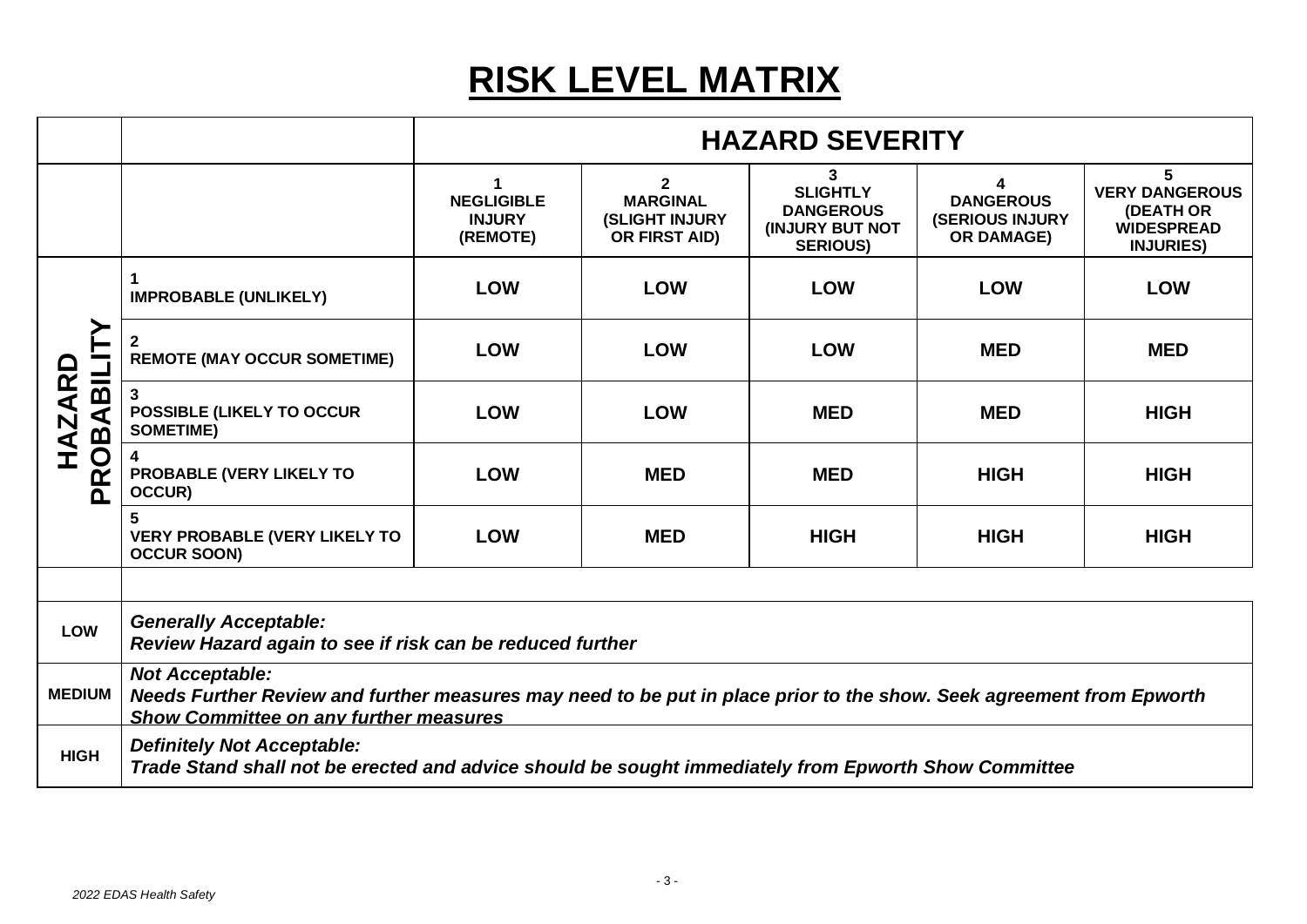# RISK LEVEL MATRIX

| | | HAZARD SEVERITY | | | | |
|---|---|---|---|---|---|---|
| | | **1 NEGLIGIBLE INJURY (REMOTE)** | **2 MARGINAL (SLIGHT INJURY OR FIRST AID)** | **3 SLIGHTLY DANGEROUS (INJURY BUT NOT SERIOUS)** | **4 DANGEROUS (SERIOUS INJURY OR DAMAGE)** | **5 VERY DANGEROUS (DEATH OR WIDESPREAD INJURIES)** |
| **HAZARD PROBABILITY** | **1 IMPROBABLE (UNLIKELY)** | **LOW** | **LOW** | **LOW** | **LOW** | **LOW** |
| | **2 REMOTE (MAY OCCUR SOMETIME)** | **LOW** | **LOW** | **LOW** | **MED** | **MED** |
| | **3 POSSIBLE (LIKELY TO OCCUR SOMETIME)** | **LOW** | **LOW** | **MED** | **MED** | **HIGH** |
| | **4 PROBABLE (VERY LIKELY TO OCCUR)** | **LOW** | **MED** | **MED** | **HIGH** | **HIGH** |
| | **5 VERY PROBABLE (VERY LIKELY TO OCCUR SOON)** | **LOW** | **MED** | **HIGH** | **HIGH** | **HIGH** |

| | |
|---|---|
| **LOW** | ***Generally Acceptable:*** ***Review Hazard again to see if risk can be reduced further*** |
| **MEDIUM** | ***Not Acceptable:*** ***Needs Further Review and further measures may need to be put in place prior to the show. Seek agreement from Epworth Show Committee on any further measures*** |
| **HIGH** | ***Definitely Not Acceptable:*** ***Trade Stand shall not be erected and advice should be sought immediately from Epworth Show Committee*** |

*2022 EDAS Health Safety*